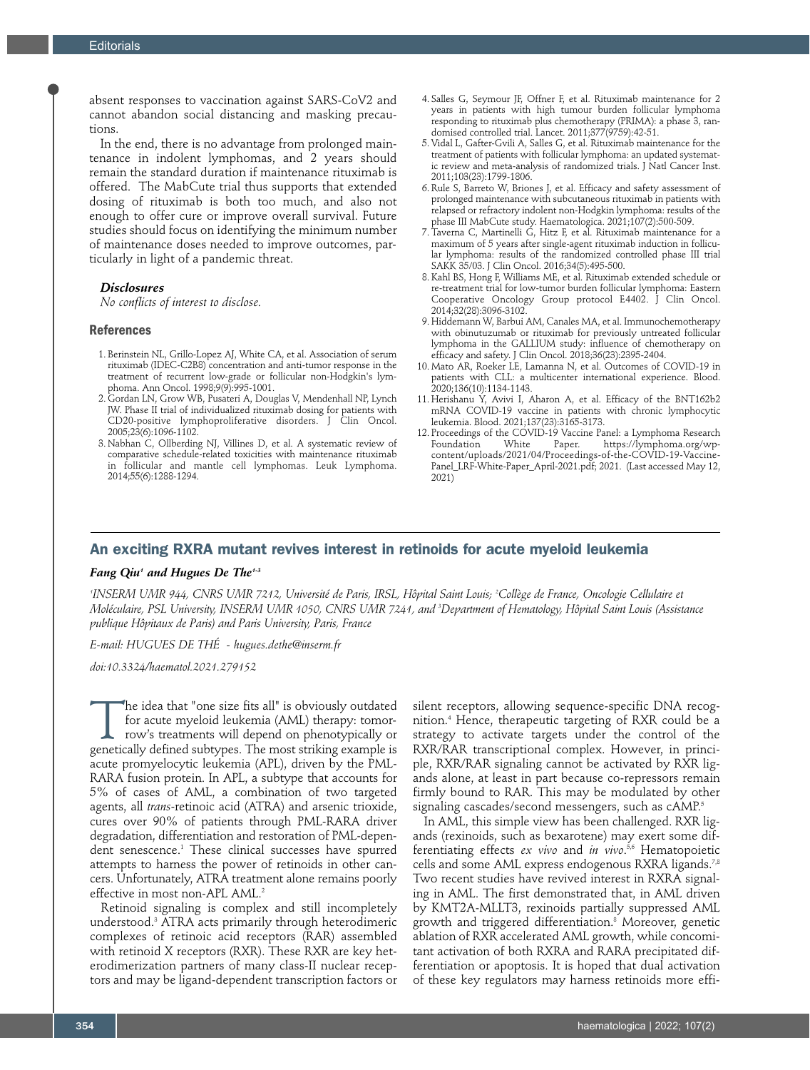absent responses to vaccination against SARS-CoV2 and cannot abandon social distancing and masking precautions.

In the end, there is no advantage from prolonged maintenance in indolent lymphomas, and 2 years should remain the standard duration if maintenance rituximab is offered. The MabCute trial thus supports that extended dosing of rituximab is both too much, and also not enough to offer cure or improve overall survival. Future studies should focus on identifying the minimum number of maintenance doses needed to improve outcomes, particularly in light of a pandemic threat.

***Disclosures***

*No conflicts of interest to disclose.*

## References

1. Berinstein NL, Grillo-Lopez AJ, White CA, et al. Association of serum rituximab (IDEC-C2B8) concentration and anti-tumor response in the treatment of recurrent low-grade or follicular non-Hodgkin's lymphoma. Ann Oncol. 1998;9(9):995-1001.
2. Gordan LN, Grow WB, Pusateri A, Douglas V, Mendenhall NP, Lynch JW. Phase II trial of individualized rituximab dosing for patients with CD20-positive lymphoproliferative disorders. J Clin Oncol. 2005;23(6):1096-1102.
3. Nabhan C, Ollberding NJ, Villines D, et al. A systematic review of comparative schedule-related toxicities with maintenance rituximab in follicular and mantle cell lymphomas. Leuk Lymphoma. 2014;55(6):1288-1294.
4. Salles G, Seymour JF, Offner F, et al. Rituximab maintenance for 2 years in patients with high tumour burden follicular lymphoma responding to rituximab plus chemotherapy (PRIMA): a phase 3, randomised controlled trial. Lancet. 2011;377(9759):42-51.
5. Vidal L, Gafter-Gvili A, Salles G, et al. Rituximab maintenance for the treatment of patients with follicular lymphoma: an updated systematic review and meta-analysis of randomized trials. J Natl Cancer Inst. 2011;103(23):1799-1806.
6. Rule S, Barreto W, Briones J, et al. Efficacy and safety assessment of prolonged maintenance with subcutaneous rituximab in patients with relapsed or refractory indolent non-Hodgkin lymphoma: results of the phase III MabCute study. Haematologica. 2021;107(2):500-509.
7. Taverna C, Martinelli G, Hitz F, et al. Rituximab maintenance for a maximum of 5 years after single-agent rituximab induction in follicular lymphoma: results of the randomized controlled phase III trial SAKK 35/03. J Clin Oncol. 2016;34(5):495-500.
8. Kahl BS, Hong F, Williams ME, et al. Rituximab extended schedule or re-treatment trial for low-tumor burden follicular lymphoma: Eastern Cooperative Oncology Group protocol E4402. J Clin Oncol. 2014;32(28):3096-3102.
9. Hiddemann W, Barbui AM, Canales MA, et al. Immunochemotherapy with obinutuzumab or rituximab for previously untreated follicular lymphoma in the GALLIUM study: influence of chemotherapy on efficacy and safety. J Clin Oncol. 2018;36(23):2395-2404.
10. Mato AR, Roeker LE, Lamanna N, et al. Outcomes of COVID-19 in patients with CLL: a multicenter international experience. Blood. 2020;136(10):1134-1143.
11. Herishanu Y, Avivi I, Aharon A, et al. Efficacy of the BNT162b2 mRNA COVID-19 vaccine in patients with chronic lymphocytic leukemia. Blood. 2021;137(23):3165-3173.
12. Proceedings of the COVID-19 Vaccine Panel: a Lymphoma Research Foundation White Paper. https://lymphoma.org/wp-content/uploads/2021/04/Proceedings-of-the-COVID-19-Vaccine-Panel_LRF-White-Paper_April-2021.pdf; 2021. (Last accessed May 12, 2021)

## An exciting RXRA mutant revives interest in retinoids for acute myeloid leukemia

***Fang Qiu[1] and Hugues De The[1-3]***

*[1]INSERM UMR 944, CNRS UMR 7212, Université de Paris, IRSL, Hôpital Saint Louis; [2]Collège de France, Oncologie Cellulaire et Moléculaire, PSL University, INSERM UMR 1050, CNRS UMR 7241, and [3]Department of Hematology, Hôpital Saint Louis (Assistance publique Hôpitaux de Paris) and Paris University, Paris, France*

*E-mail: HUGUES DE THÉ - hugues.dethe@inserm.fr*

*doi:10.3324/haematol.2021.279152*

The idea that "one size fits all" is obviously outdated for acute myeloid leukemia (AML) therapy: tomorrow's treatments will depend on phenotypically or genetically defined subtypes. The most striking example is acute promyelocytic leukemia (APL), driven by the PML-RARA fusion protein. In APL, a subtype that accounts for 5% of cases of AML, a combination of two targeted agents, all *trans*-retinoic acid (ATRA) and arsenic trioxide, cures over 90% of patients through PML-RARA driver degradation, differentiation and restoration of PML-dependent senescence.[1] These clinical successes have spurred attempts to harness the power of retinoids in other cancers. Unfortunately, ATRA treatment alone remains poorly effective in most non-APL AML.[2]

Retinoid signaling is complex and still incompletely understood.[3] ATRA acts primarily through heterodimeric complexes of retinoic acid receptors (RAR) assembled with retinoid X receptors (RXR). These RXR are key heterodimerization partners of many class-II nuclear receptors and may be ligand-dependent transcription factors or silent receptors, allowing sequence-specific DNA recognition.[4] Hence, therapeutic targeting of RXR could be a strategy to activate targets under the control of the RXR/RAR transcriptional complex. However, in principle, RXR/RAR signaling cannot be activated by RXR ligands alone, at least in part because co-repressors remain firmly bound to RAR. This may be modulated by other signaling cascades/second messengers, such as cAMP.[5]

In AML, this simple view has been challenged. RXR ligands (rexinoids, such as bexarotene) may exert some differentiating effects *ex vivo* and *in vivo*.[5,6] Hematopoietic cells and some AML express endogenous RXRA ligands.[7,8] Two recent studies have revived interest in RXRA signaling in AML. The first demonstrated that, in AML driven by KMT2A-MLLT3, rexinoids partially suppressed AML growth and triggered differentiation.[8] Moreover, genetic ablation of RXR accelerated AML growth, while concomitant activation of both RXRA and RARA precipitated differentiation or apoptosis. It is hoped that dual activation of these key regulators may harness retinoids more effi-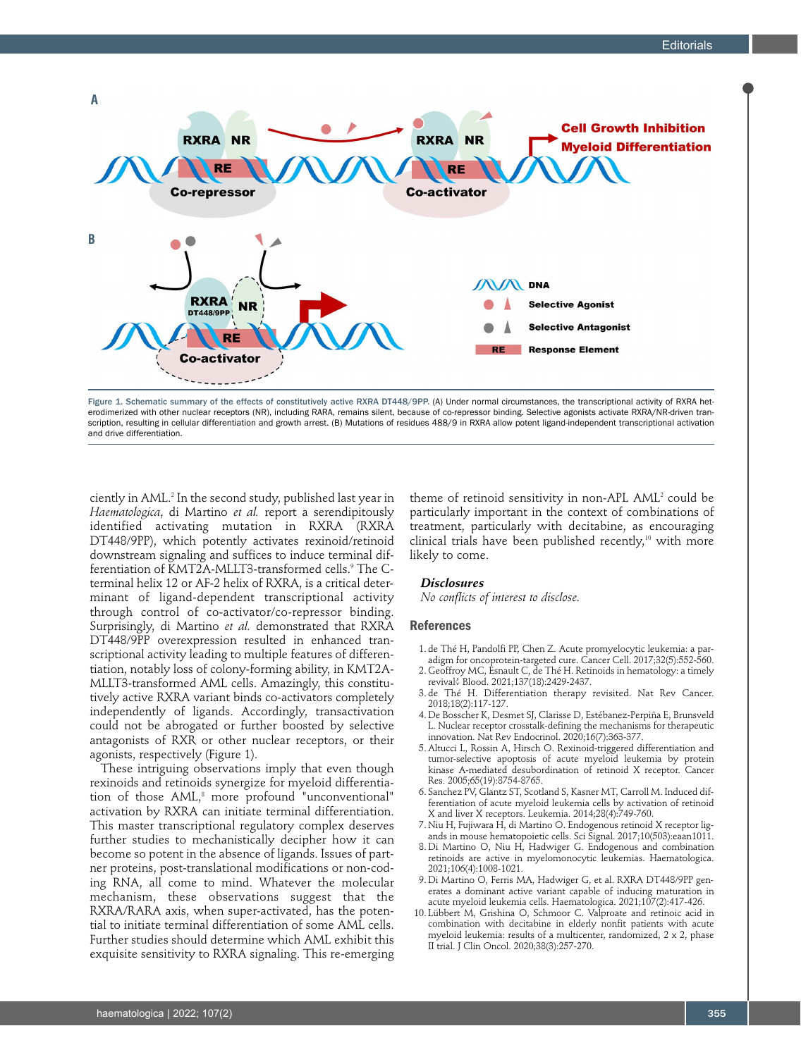A

RXRA NR

RE

Co-repressor

RXRA NR

RE

Co-activator

Cell Growth Inhibition

Myeloid Differentiation

B

RXRA DT448/9PP

NR

RE

Co-activator

DNA

Selective Agonist

Selective Antagonist

RE Response Element

Figure 1. Schematic summary of the effects of constitutively active RXRA DT448/9PP. (A) Under normal circumstances, the transcriptional activity of RXRA heterodimerized with other nuclear receptors (NR), including RARA, remains silent, because of co-repressor binding. Selective agonists activate RXRA/NR-driven transcription, resulting in cellular differentiation and growth arrest. (B) Mutations of residues 488/9 in RXRA allow potent ligand-independent transcriptional activation and drive differentiation.

ciently in AML.[2] In the second study, published last year in *Haematologica*, di Martino *et al.* report a serendipitously identified activating mutation in RXRA (RXRA DT448/9PP), which potently activates rexinoid/retinoid downstream signaling and suffices to induce terminal differentiation of KMT2A-MLLT3-transformed cells.[9] The C-terminal helix 12 or AF-2 helix of RXRA, is a critical determinant of ligand-dependent transcriptional activity through control of co-activator/co-repressor binding. Surprisingly, di Martino *et al.* demonstrated that RXRA DT448/9PP overexpression resulted in enhanced transcriptional activity leading to multiple features of differentiation, notably loss of colony-forming ability, in KMT2A-MLLT3-transformed AML cells. Amazingly, this constitutively active RXRA variant binds co-activators completely independently of ligands. Accordingly, transactivation could not be abrogated or further boosted by selective antagonists of RXR or other nuclear receptors, or their agonists, respectively (Figure 1).

These intriguing observations imply that even though rexinoids and retinoids synergize for myeloid differentiation of those AML,[8] more profound "unconventional" activation by RXRA can initiate terminal differentiation. This master transcriptional regulatory complex deserves further studies to mechanistically decipher how it can become so potent in the absence of ligands. Issues of partner proteins, post-translational modifications or non-coding RNA, all come to mind. Whatever the molecular mechanism, these observations suggest that the RXRA/RARA axis, when super-activated, has the potential to initiate terminal differentiation of some AML cells. Further studies should determine which AML exhibit this exquisite sensitivity to RXRA signaling. This re-emerging theme of retinoid sensitivity in non-APL AML[2] could be particularly important in the context of combinations of treatment, particularly with decitabine, as encouraging clinical trials have been published recently,[10] with more likely to come.

### *Disclosures*

*No conflicts of interest to disclose.*

## References

1. de Thé H, Pandolfi PP, Chen Z. Acute promyelocytic leukemia: a paradigm for oncoprotein-targeted cure. Cancer Cell. 2017;32(5):552-560.
2. Geoffroy MC, Esnault C, de Thé H. Retinoids in hematology: a timely revival? Blood. 2021;137(18):2429-2437.
3. de Thé H. Differentiation therapy revisited. Nat Rev Cancer. 2018;18(2):117-127.
4. De Bosscher K, Desmet SJ, Clarisse D, Estébanez-Perpiña E, Brunsveld L. Nuclear receptor crosstalk-defining the mechanisms for therapeutic innovation. Nat Rev Endocrinol. 2020;16(7):363-377.
5. Altucci L, Rossin A, Hirsch O. Rexinoid-triggered differentiation and tumor-selective apoptosis of acute myeloid leukemia by protein kinase A-mediated desubordination of retinoid X receptor. Cancer Res. 2005;65(19):8754-8765.
6. Sanchez PV, Glantz ST, Scotland S, Kasner MT, Carroll M. Induced differentiation of acute myeloid leukemia cells by activation of retinoid X and liver X receptors. Leukemia. 2014;28(4):749-760.
7. Niu H, Fujiwara H, di Martino O. Endogenous retinoid X receptor ligands in mouse hematopoietic cells. Sci Signal. 2017;10(503):eaan1011.
8. Di Martino O, Niu H, Hadwiger G. Endogenous and combination retinoids are active in myelomonocytic leukemias. Haematologica. 2021;106(4):1008-1021.
9. Di Martino O, Ferris MA, Hadwiger G, et al. RXRA DT448/9PP generates a dominant active variant capable of inducing maturation in acute myeloid leukemia cells. Haematologica. 2021;107(2):417-426.
10. Lübbert M, Grishina O, Schmoor C. Valproate and retinoic acid in combination with decitabine in elderly nonfit patients with acute myeloid leukemia: results of a multicenter, randomized, 2 x 2, phase II trial. J Clin Oncol. 2020;38(3):257-270.